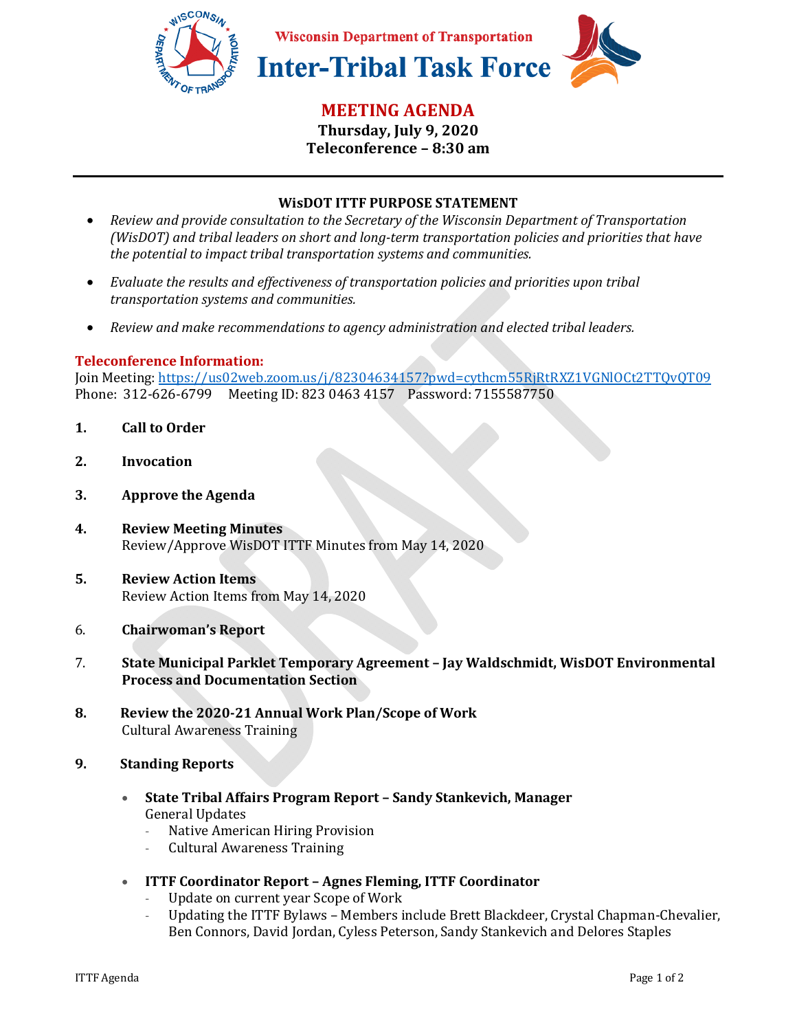Wisconsin Department of Transportation

# Inter-Tribal Task Force

## MEETING AGENDA

**Thursday, July 9, 2020**
**Teleconference – 8:30 am**

---

### WisDOT ITTF PURPOSE STATEMENT

- *Review and provide consultation to the Secretary of the Wisconsin Department of Transportation (WisDOT) and tribal leaders on short and long-term transportation policies and priorities that have the potential to impact tribal transportation systems and communities.*
- *Evaluate the results and effectiveness of transportation policies and priorities upon tribal transportation systems and communities.*
- *Review and make recommendations to agency administration and elected tribal leaders.*

**Teleconference Information:**
Join Meeting: https://us02web.zoom.us/j/82304634157?pwd=cythcm55RjRtRXZ1VGNlOCt2TTQvQT09
Phone: 312-626-6799 Meeting ID: 823 0463 4157 Password: 7155587750

1. **Call to Order**
2. **Invocation**
3. **Approve the Agenda**
4. **Review Meeting Minutes**
   Review/Approve WisDOT ITTF Minutes from May 14, 2020
5. **Review Action Items**
   Review Action Items from May 14, 2020
6. **Chairwoman's Report**
7. **State Municipal Parklet Temporary Agreement – Jay Waldschmidt, WisDOT Environmental Process and Documentation Section**
8. **Review the 2020-21 Annual Work Plan/Scope of Work**
   Cultural Awareness Training
9. **Standing Reports**
   - **State Tribal Affairs Program Report – Sandy Stankevich, Manager**
     General Updates
     - Native American Hiring Provision
     - Cultural Awareness Training
   - **ITTF Coordinator Report – Agnes Fleming, ITTF Coordinator**
     - Update on current year Scope of Work
     - Updating the ITTF Bylaws – Members include Brett Blackdeer, Crystal Chapman-Chevalier, Ben Connors, David Jordan, Cyless Peterson, Sandy Stankevich and Delores Staples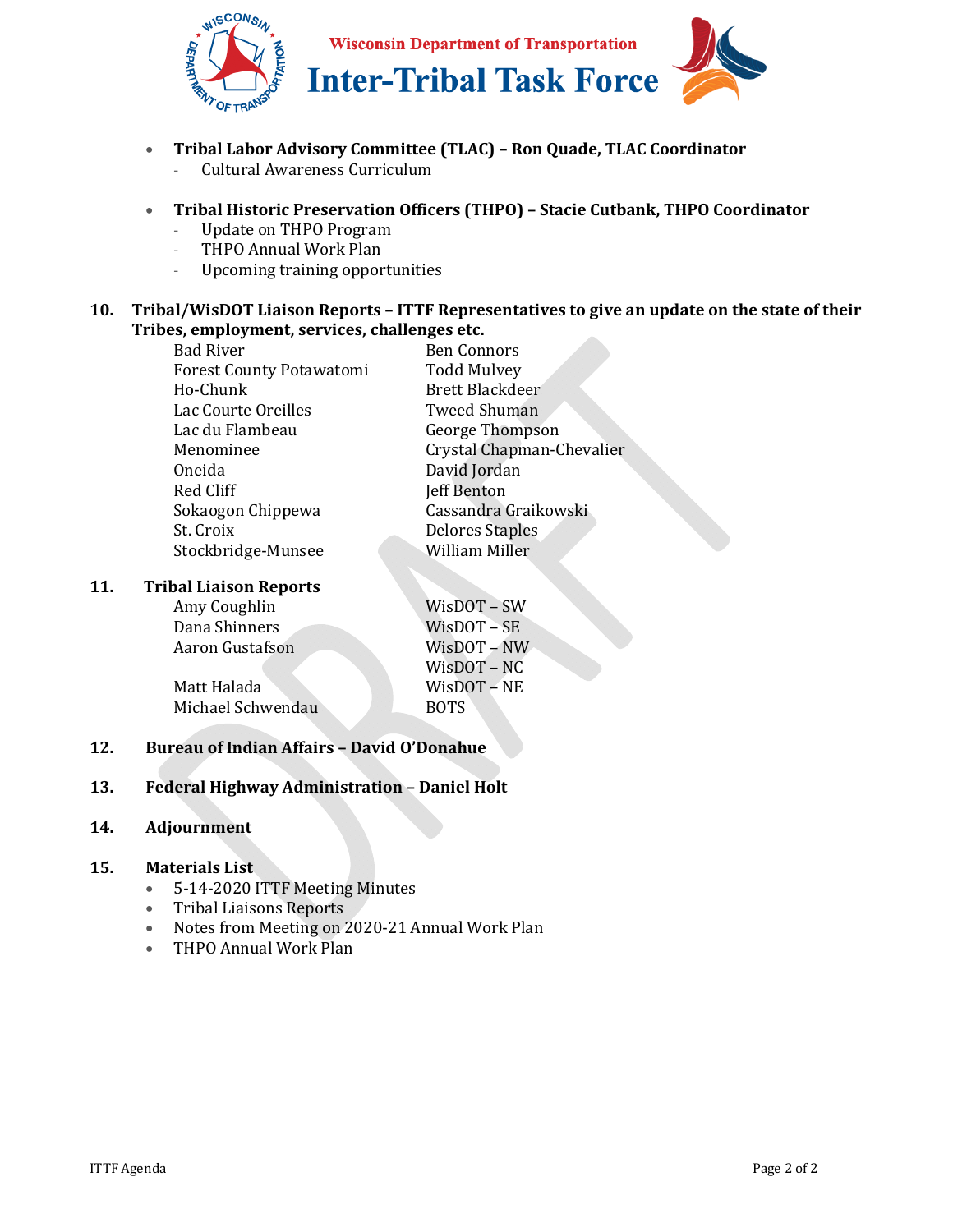- **Tribal Labor Advisory Committee (TLAC) – Ron Quade, TLAC Coordinator**
  - Cultural Awareness Curriculum

- **Tribal Historic Preservation Officers (THPO) – Stacie Cutbank, THPO Coordinator**
  - Update on THPO Program
  - THPO Annual Work Plan
  - Upcoming training opportunities

**10. Tribal/WisDOT Liaison Reports – ITTF Representatives to give an update on the state of their Tribes, employment, services, challenges etc.**

| | |
|---|---|
| Bad River | Ben Connors |
| Forest County Potawatomi | Todd Mulvey |
| Ho-Chunk | Brett Blackdeer |
| Lac Courte Oreilles | Tweed Shuman |
| Lac du Flambeau | George Thompson |
| Menominee | Crystal Chapman-Chevalier |
| Oneida | David Jordan |
| Red Cliff | Jeff Benton |
| Sokaogon Chippewa | Cassandra Graikowski |
| St. Croix | Delores Staples |
| Stockbridge-Munsee | William Miller |

**11. Tribal Liaison Reports**

| | |
|---|---|
| Amy Coughlin | WisDOT – SW |
| Dana Shinners | WisDOT – SE |
| Aaron Gustafson | WisDOT – NW |
| | WisDOT – NC |
| Matt Halada | WisDOT – NE |
| Michael Schwendau | BOTS |

**12. Bureau of Indian Affairs – David O'Donahue**

**13. Federal Highway Administration – Daniel Holt**

**14. Adjournment**

**15. Materials List**

- 5-14-2020 ITTF Meeting Minutes
- Tribal Liaisons Reports
- Notes from Meeting on 2020-21 Annual Work Plan
- THPO Annual Work Plan